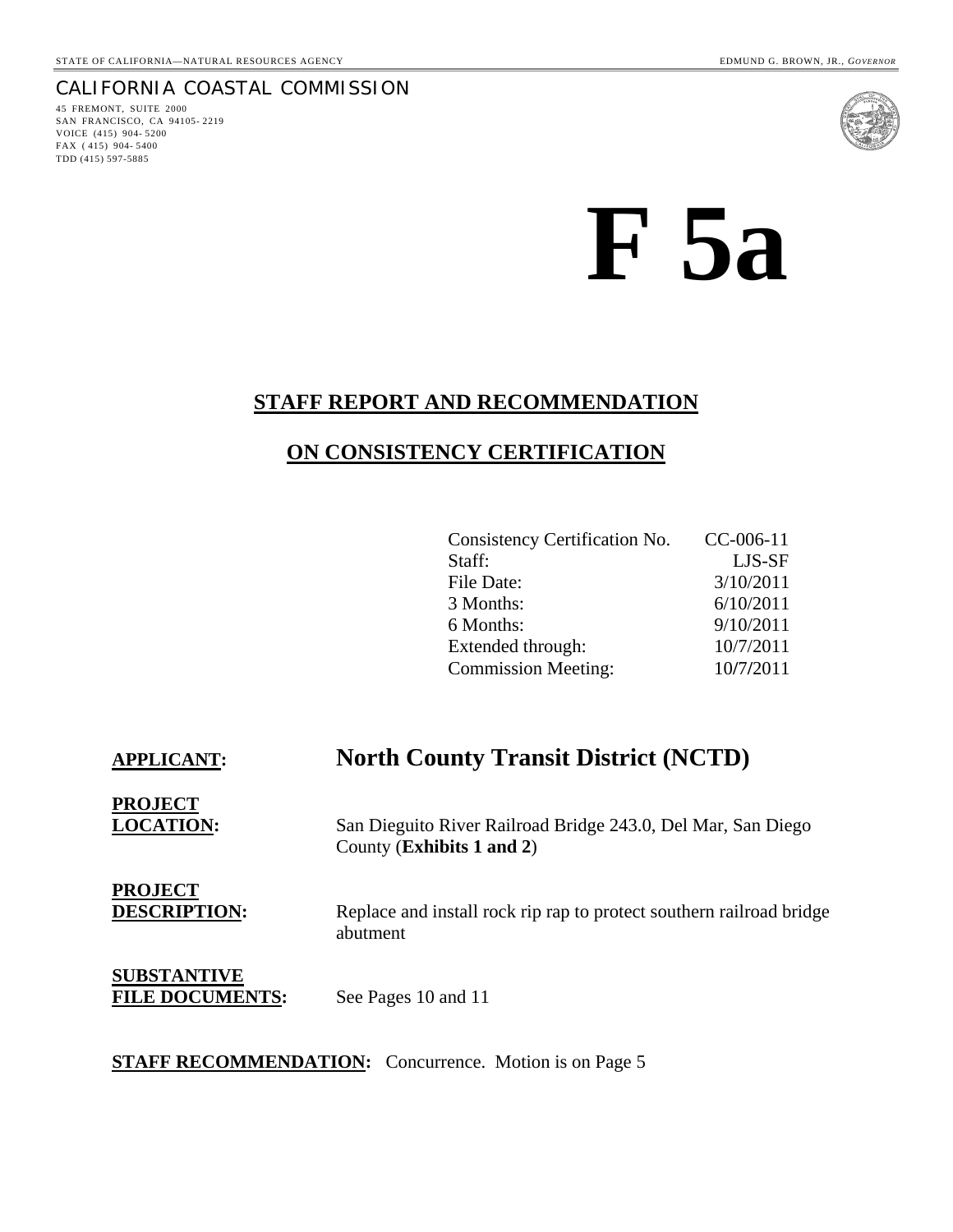STATE OF CALIFORNIA—NATURAL RESOURCES AGENCY

EDMUND G. BROWN, JR., *GOVERNOR*

CALIFORNIA COASTAL COMMISSION

45 FREMONT, SUITE 2000
SAN FRANCISCO, CA 94105-2219
VOICE (415) 904-5200
FAX (415) 904-5400
TDD (415) 597-5885

# F 5a

## STAFF REPORT AND RECOMMENDATION

## ON CONSISTENCY CERTIFICATION

| | |
|---|---|
| Consistency Certification No. | CC-006-11 |
| Staff: | LJS-SF |
| File Date: | 3/10/2011 |
| 3 Months: | 6/10/2011 |
| 6 Months: | 9/10/2011 |
| Extended through: | 10/7/2011 |
| Commission Meeting: | 10/7/2011 |

**APPLICANT:** **North County Transit District (NCTD)**

**PROJECT LOCATION:** San Dieguito River Railroad Bridge 243.0, Del Mar, San Diego County (**Exhibits 1 and 2**)

**PROJECT DESCRIPTION:** Replace and install rock rip rap to protect southern railroad bridge abutment

**SUBSTANTIVE FILE DOCUMENTS:** See Pages 10 and 11

**STAFF RECOMMENDATION:** Concurrence. Motion is on Page 5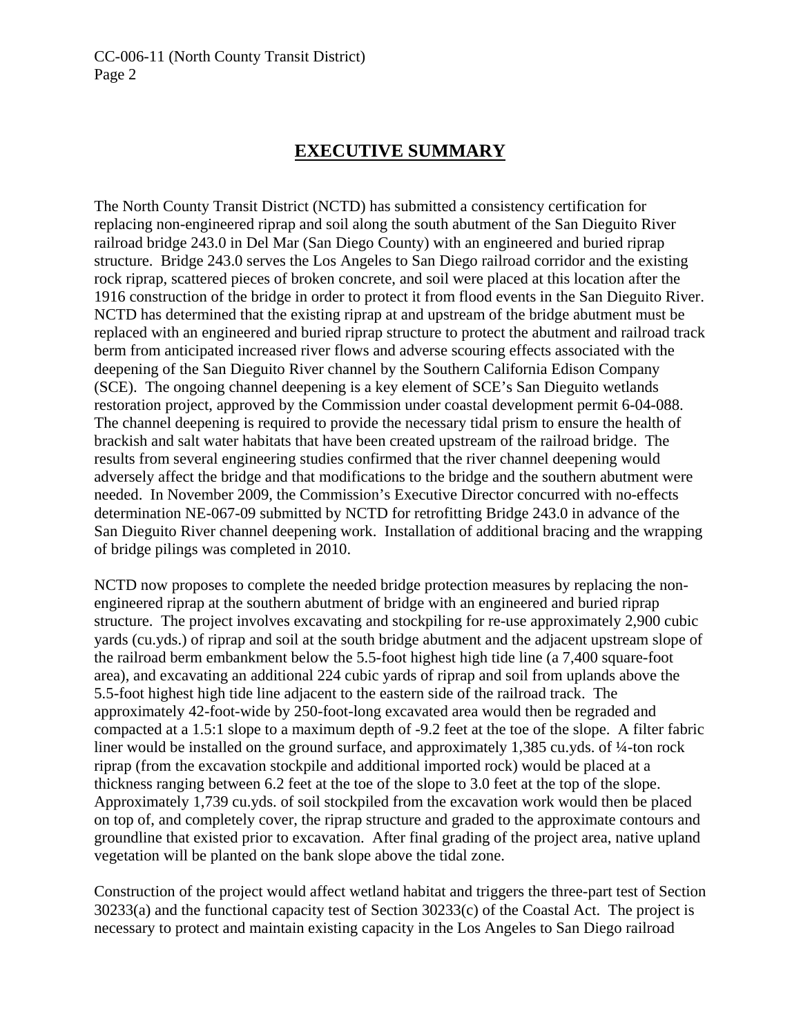## EXECUTIVE SUMMARY

The North County Transit District (NCTD) has submitted a consistency certification for replacing non-engineered riprap and soil along the south abutment of the San Dieguito River railroad bridge 243.0 in Del Mar (San Diego County) with an engineered and buried riprap structure. Bridge 243.0 serves the Los Angeles to San Diego railroad corridor and the existing rock riprap, scattered pieces of broken concrete, and soil were placed at this location after the 1916 construction of the bridge in order to protect it from flood events in the San Dieguito River. NCTD has determined that the existing riprap at and upstream of the bridge abutment must be replaced with an engineered and buried riprap structure to protect the abutment and railroad track berm from anticipated increased river flows and adverse scouring effects associated with the deepening of the San Dieguito River channel by the Southern California Edison Company (SCE). The ongoing channel deepening is a key element of SCE's San Dieguito wetlands restoration project, approved by the Commission under coastal development permit 6-04-088. The channel deepening is required to provide the necessary tidal prism to ensure the health of brackish and salt water habitats that have been created upstream of the railroad bridge. The results from several engineering studies confirmed that the river channel deepening would adversely affect the bridge and that modifications to the bridge and the southern abutment were needed. In November 2009, the Commission's Executive Director concurred with no-effects determination NE-067-09 submitted by NCTD for retrofitting Bridge 243.0 in advance of the San Dieguito River channel deepening work. Installation of additional bracing and the wrapping of bridge pilings was completed in 2010.

NCTD now proposes to complete the needed bridge protection measures by replacing the non-engineered riprap at the southern abutment of bridge with an engineered and buried riprap structure. The project involves excavating and stockpiling for re-use approximately 2,900 cubic yards (cu.yds.) of riprap and soil at the south bridge abutment and the adjacent upstream slope of the railroad berm embankment below the 5.5-foot highest high tide line (a 7,400 square-foot area), and excavating an additional 224 cubic yards of riprap and soil from uplands above the 5.5-foot highest high tide line adjacent to the eastern side of the railroad track. The approximately 42-foot-wide by 250-foot-long excavated area would then be regraded and compacted at a 1.5:1 slope to a maximum depth of -9.2 feet at the toe of the slope. A filter fabric liner would be installed on the ground surface, and approximately 1,385 cu.yds. of ¼-ton rock riprap (from the excavation stockpile and additional imported rock) would be placed at a thickness ranging between 6.2 feet at the toe of the slope to 3.0 feet at the top of the slope. Approximately 1,739 cu.yds. of soil stockpiled from the excavation work would then be placed on top of, and completely cover, the riprap structure and graded to the approximate contours and groundline that existed prior to excavation. After final grading of the project area, native upland vegetation will be planted on the bank slope above the tidal zone.

Construction of the project would affect wetland habitat and triggers the three-part test of Section 30233(a) and the functional capacity test of Section 30233(c) of the Coastal Act. The project is necessary to protect and maintain existing capacity in the Los Angeles to San Diego railroad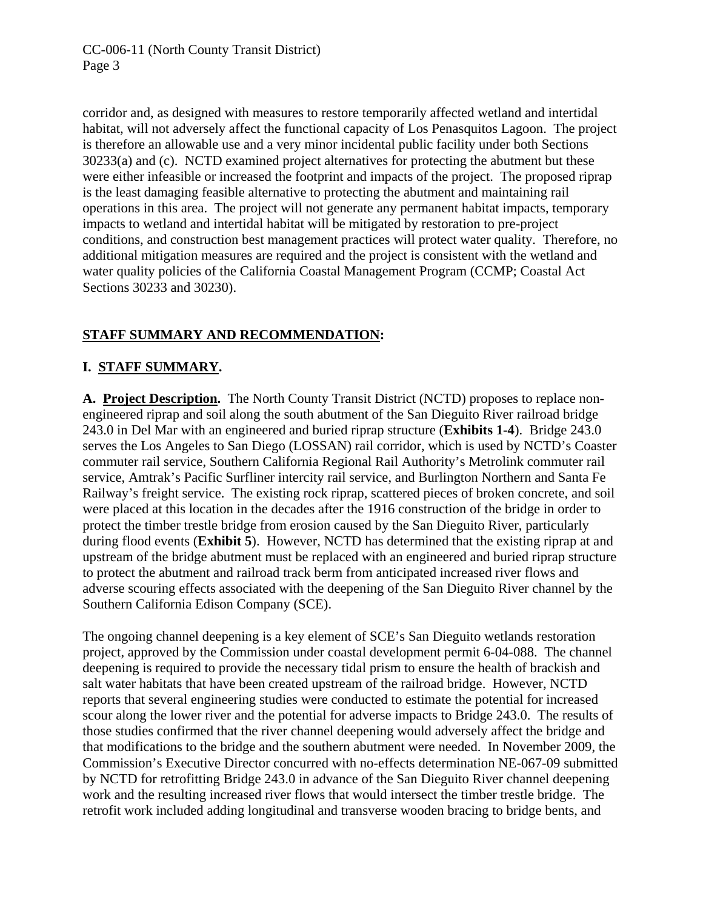corridor and, as designed with measures to restore temporarily affected wetland and intertidal habitat, will not adversely affect the functional capacity of Los Penasquitos Lagoon. The project is therefore an allowable use and a very minor incidental public facility under both Sections 30233(a) and (c). NCTD examined project alternatives for protecting the abutment but these were either infeasible or increased the footprint and impacts of the project. The proposed riprap is the least damaging feasible alternative to protecting the abutment and maintaining rail operations in this area. The project will not generate any permanent habitat impacts, temporary impacts to wetland and intertidal habitat will be mitigated by restoration to pre-project conditions, and construction best management practices will protect water quality. Therefore, no additional mitigation measures are required and the project is consistent with the wetland and water quality policies of the California Coastal Management Program (CCMP; Coastal Act Sections 30233 and 30230).

## STAFF SUMMARY AND RECOMMENDATION:

### I. STAFF SUMMARY.

**A. Project Description.** The North County Transit District (NCTD) proposes to replace non-engineered riprap and soil along the south abutment of the San Dieguito River railroad bridge 243.0 in Del Mar with an engineered and buried riprap structure (**Exhibits 1-4**). Bridge 243.0 serves the Los Angeles to San Diego (LOSSAN) rail corridor, which is used by NCTD's Coaster commuter rail service, Southern California Regional Rail Authority's Metrolink commuter rail service, Amtrak's Pacific Surfliner intercity rail service, and Burlington Northern and Santa Fe Railway's freight service. The existing rock riprap, scattered pieces of broken concrete, and soil were placed at this location in the decades after the 1916 construction of the bridge in order to protect the timber trestle bridge from erosion caused by the San Dieguito River, particularly during flood events (**Exhibit 5**). However, NCTD has determined that the existing riprap at and upstream of the bridge abutment must be replaced with an engineered and buried riprap structure to protect the abutment and railroad track berm from anticipated increased river flows and adverse scouring effects associated with the deepening of the San Dieguito River channel by the Southern California Edison Company (SCE).

The ongoing channel deepening is a key element of SCE's San Dieguito wetlands restoration project, approved by the Commission under coastal development permit 6-04-088. The channel deepening is required to provide the necessary tidal prism to ensure the health of brackish and salt water habitats that have been created upstream of the railroad bridge. However, NCTD reports that several engineering studies were conducted to estimate the potential for increased scour along the lower river and the potential for adverse impacts to Bridge 243.0. The results of those studies confirmed that the river channel deepening would adversely affect the bridge and that modifications to the bridge and the southern abutment were needed. In November 2009, the Commission's Executive Director concurred with no-effects determination NE-067-09 submitted by NCTD for retrofitting Bridge 243.0 in advance of the San Dieguito River channel deepening work and the resulting increased river flows that would intersect the timber trestle bridge. The retrofit work included adding longitudinal and transverse wooden bracing to bridge bents, and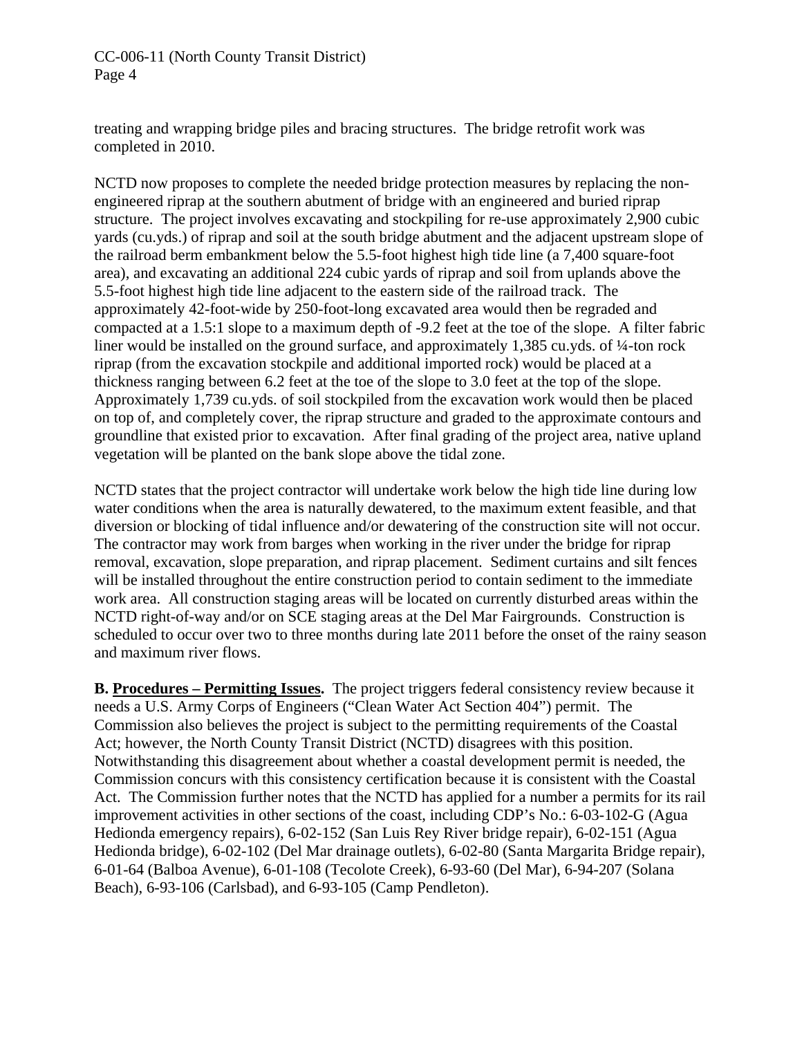treating and wrapping bridge piles and bracing structures. The bridge retrofit work was completed in 2010.

NCTD now proposes to complete the needed bridge protection measures by replacing the non-engineered riprap at the southern abutment of bridge with an engineered and buried riprap structure. The project involves excavating and stockpiling for re-use approximately 2,900 cubic yards (cu.yds.) of riprap and soil at the south bridge abutment and the adjacent upstream slope of the railroad berm embankment below the 5.5-foot highest high tide line (a 7,400 square-foot area), and excavating an additional 224 cubic yards of riprap and soil from uplands above the 5.5-foot highest high tide line adjacent to the eastern side of the railroad track. The approximately 42-foot-wide by 250-foot-long excavated area would then be regraded and compacted at a 1.5:1 slope to a maximum depth of -9.2 feet at the toe of the slope. A filter fabric liner would be installed on the ground surface, and approximately 1,385 cu.yds. of ¼-ton rock riprap (from the excavation stockpile and additional imported rock) would be placed at a thickness ranging between 6.2 feet at the toe of the slope to 3.0 feet at the top of the slope. Approximately 1,739 cu.yds. of soil stockpiled from the excavation work would then be placed on top of, and completely cover, the riprap structure and graded to the approximate contours and groundline that existed prior to excavation. After final grading of the project area, native upland vegetation will be planted on the bank slope above the tidal zone.

NCTD states that the project contractor will undertake work below the high tide line during low water conditions when the area is naturally dewatered, to the maximum extent feasible, and that diversion or blocking of tidal influence and/or dewatering of the construction site will not occur. The contractor may work from barges when working in the river under the bridge for riprap removal, excavation, slope preparation, and riprap placement. Sediment curtains and silt fences will be installed throughout the entire construction period to contain sediment to the immediate work area. All construction staging areas will be located on currently disturbed areas within the NCTD right-of-way and/or on SCE staging areas at the Del Mar Fairgrounds. Construction is scheduled to occur over two to three months during late 2011 before the onset of the rainy season and maximum river flows.

**B. <u>Procedures – Permitting Issues</u>.** The project triggers federal consistency review because it needs a U.S. Army Corps of Engineers ("Clean Water Act Section 404") permit. The Commission also believes the project is subject to the permitting requirements of the Coastal Act; however, the North County Transit District (NCTD) disagrees with this position. Notwithstanding this disagreement about whether a coastal development permit is needed, the Commission concurs with this consistency certification because it is consistent with the Coastal Act. The Commission further notes that the NCTD has applied for a number a permits for its rail improvement activities in other sections of the coast, including CDP's No.: 6-03-102-G (Agua Hedionda emergency repairs), 6-02-152 (San Luis Rey River bridge repair), 6-02-151 (Agua Hedionda bridge), 6-02-102 (Del Mar drainage outlets), 6-02-80 (Santa Margarita Bridge repair), 6-01-64 (Balboa Avenue), 6-01-108 (Tecolote Creek), 6-93-60 (Del Mar), 6-94-207 (Solana Beach), 6-93-106 (Carlsbad), and 6-93-105 (Camp Pendleton).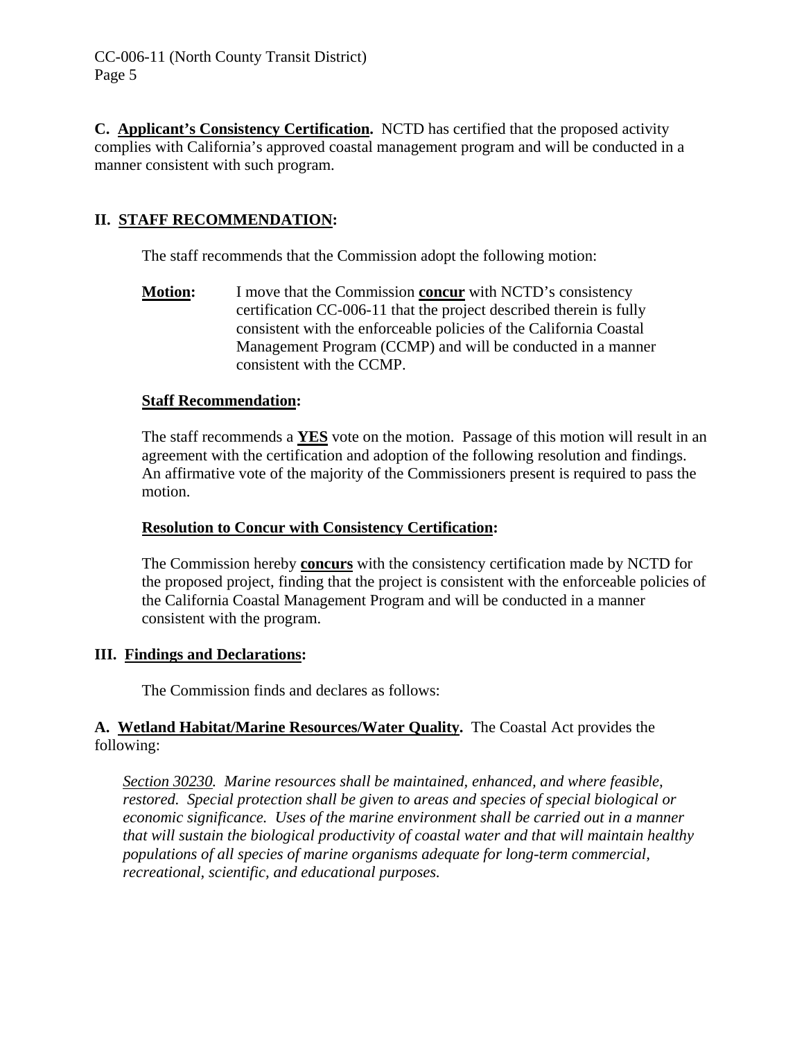**C. Applicant's Consistency Certification.** NCTD has certified that the proposed activity complies with California's approved coastal management program and will be conducted in a manner consistent with such program.

## II. STAFF RECOMMENDATION:

The staff recommends that the Commission adopt the following motion:

**Motion:** I move that the Commission **concur** with NCTD's consistency certification CC-006-11 that the project described therein is fully consistent with the enforceable policies of the California Coastal Management Program (CCMP) and will be conducted in a manner consistent with the CCMP.

**Staff Recommendation:**

The staff recommends a **YES** vote on the motion. Passage of this motion will result in an agreement with the certification and adoption of the following resolution and findings. An affirmative vote of the majority of the Commissioners present is required to pass the motion.

**Resolution to Concur with Consistency Certification:**

The Commission hereby **concurs** with the consistency certification made by NCTD for the proposed project, finding that the project is consistent with the enforceable policies of the California Coastal Management Program and will be conducted in a manner consistent with the program.

## III. Findings and Declarations:

The Commission finds and declares as follows:

**A. Wetland Habitat/Marine Resources/Water Quality.** The Coastal Act provides the following:

*Section 30230. Marine resources shall be maintained, enhanced, and where feasible, restored. Special protection shall be given to areas and species of special biological or economic significance. Uses of the marine environment shall be carried out in a manner that will sustain the biological productivity of coastal water and that will maintain healthy populations of all species of marine organisms adequate for long-term commercial, recreational, scientific, and educational purposes.*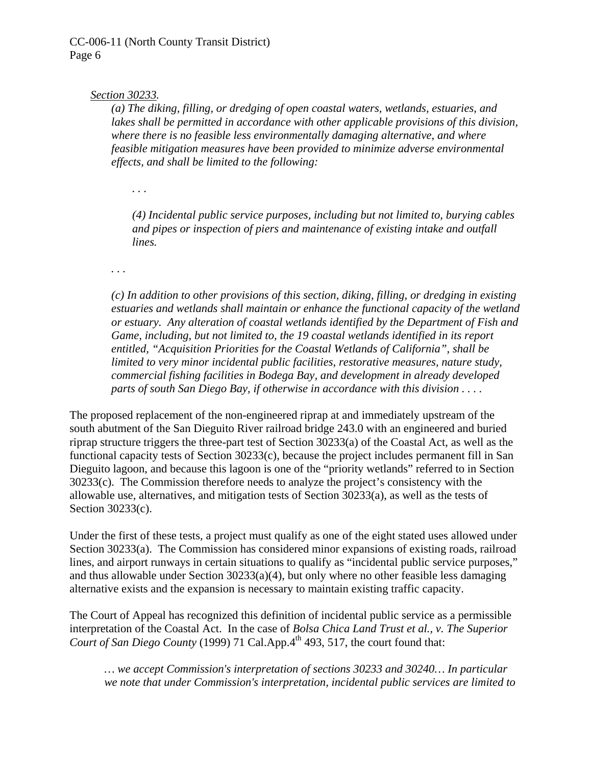*Section 30233.*

> *(a) The diking, filling, or dredging of open coastal waters, wetlands, estuaries, and lakes shall be permitted in accordance with other applicable provisions of this division, where there is no feasible less environmentally damaging alternative, and where feasible mitigation measures have been provided to minimize adverse environmental effects, and shall be limited to the following:*
>
> . . .
>
> *(4) Incidental public service purposes, including but not limited to, burying cables and pipes or inspection of piers and maintenance of existing intake and outfall lines.*
>
> . . .
>
> *(c) In addition to other provisions of this section, diking, filling, or dredging in existing estuaries and wetlands shall maintain or enhance the functional capacity of the wetland or estuary. Any alteration of coastal wetlands identified by the Department of Fish and Game, including, but not limited to, the 19 coastal wetlands identified in its report entitled, "Acquisition Priorities for the Coastal Wetlands of California", shall be limited to very minor incidental public facilities, restorative measures, nature study, commercial fishing facilities in Bodega Bay, and development in already developed parts of south San Diego Bay, if otherwise in accordance with this division . . . .*

The proposed replacement of the non-engineered riprap at and immediately upstream of the south abutment of the San Dieguito River railroad bridge 243.0 with an engineered and buried riprap structure triggers the three-part test of Section 30233(a) of the Coastal Act, as well as the functional capacity tests of Section 30233(c), because the project includes permanent fill in San Dieguito lagoon, and because this lagoon is one of the "priority wetlands" referred to in Section 30233(c). The Commission therefore needs to analyze the project's consistency with the allowable use, alternatives, and mitigation tests of Section 30233(a), as well as the tests of Section 30233(c).

Under the first of these tests, a project must qualify as one of the eight stated uses allowed under Section 30233(a). The Commission has considered minor expansions of existing roads, railroad lines, and airport runways in certain situations to qualify as "incidental public service purposes," and thus allowable under Section 30233(a)(4), but only where no other feasible less damaging alternative exists and the expansion is necessary to maintain existing traffic capacity.

The Court of Appeal has recognized this definition of incidental public service as a permissible interpretation of the Coastal Act. In the case of *Bolsa Chica Land Trust et al., v. The Superior Court of San Diego County* (1999) 71 Cal.App.4th 493, 517, the court found that:

> *… we accept Commission's interpretation of sections 30233 and 30240… In particular we note that under Commission's interpretation, incidental public services are limited to*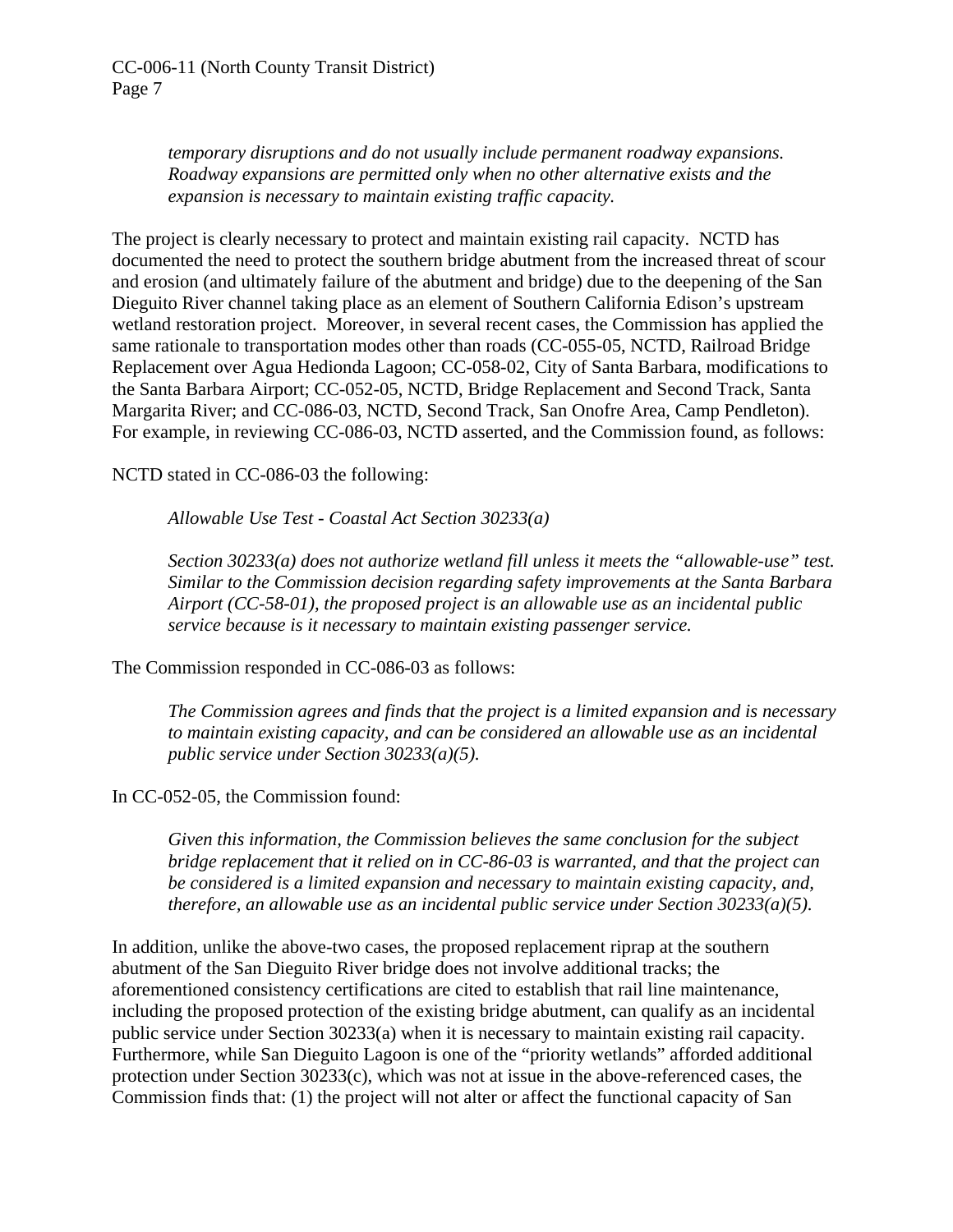> *temporary disruptions and do not usually include permanent roadway expansions. Roadway expansions are permitted only when no other alternative exists and the expansion is necessary to maintain existing traffic capacity.*

The project is clearly necessary to protect and maintain existing rail capacity. NCTD has documented the need to protect the southern bridge abutment from the increased threat of scour and erosion (and ultimately failure of the abutment and bridge) due to the deepening of the San Dieguito River channel taking place as an element of Southern California Edison's upstream wetland restoration project. Moreover, in several recent cases, the Commission has applied the same rationale to transportation modes other than roads (CC-055-05, NCTD, Railroad Bridge Replacement over Agua Hedionda Lagoon; CC-058-02, City of Santa Barbara, modifications to the Santa Barbara Airport; CC-052-05, NCTD, Bridge Replacement and Second Track, Santa Margarita River; and CC-086-03, NCTD, Second Track, San Onofre Area, Camp Pendleton). For example, in reviewing CC-086-03, NCTD asserted, and the Commission found, as follows:

NCTD stated in CC-086-03 the following:

> *Allowable Use Test - Coastal Act Section 30233(a)*
>
> *Section 30233(a) does not authorize wetland fill unless it meets the "allowable-use" test. Similar to the Commission decision regarding safety improvements at the Santa Barbara Airport (CC-58-01), the proposed project is an allowable use as an incidental public service because is it necessary to maintain existing passenger service.*

The Commission responded in CC-086-03 as follows:

> *The Commission agrees and finds that the project is a limited expansion and is necessary to maintain existing capacity, and can be considered an allowable use as an incidental public service under Section 30233(a)(5).*

In CC-052-05, the Commission found:

> *Given this information, the Commission believes the same conclusion for the subject bridge replacement that it relied on in CC-86-03 is warranted, and that the project can be considered is a limited expansion and necessary to maintain existing capacity, and, therefore, an allowable use as an incidental public service under Section 30233(a)(5).*

In addition, unlike the above-two cases, the proposed replacement riprap at the southern abutment of the San Dieguito River bridge does not involve additional tracks; the aforementioned consistency certifications are cited to establish that rail line maintenance, including the proposed protection of the existing bridge abutment, can qualify as an incidental public service under Section 30233(a) when it is necessary to maintain existing rail capacity. Furthermore, while San Dieguito Lagoon is one of the "priority wetlands" afforded additional protection under Section 30233(c), which was not at issue in the above-referenced cases, the Commission finds that: (1) the project will not alter or affect the functional capacity of San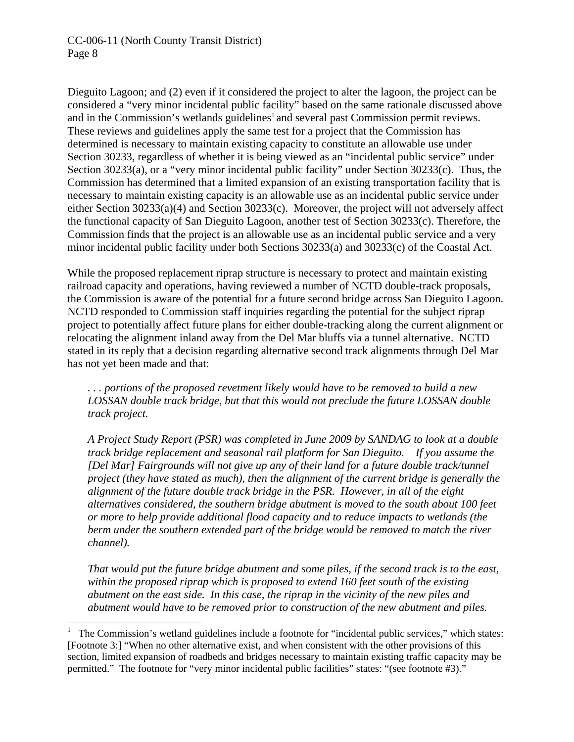Dieguito Lagoon; and (2) even if it considered the project to alter the lagoon, the project can be considered a "very minor incidental public facility" based on the same rationale discussed above and in the Commission's wetlands guidelines[1] and several past Commission permit reviews. These reviews and guidelines apply the same test for a project that the Commission has determined is necessary to maintain existing capacity to constitute an allowable use under Section 30233, regardless of whether it is being viewed as an "incidental public service" under Section 30233(a), or a "very minor incidental public facility" under Section 30233(c). Thus, the Commission has determined that a limited expansion of an existing transportation facility that is necessary to maintain existing capacity is an allowable use as an incidental public service under either Section 30233(a)(4) and Section 30233(c). Moreover, the project will not adversely affect the functional capacity of San Dieguito Lagoon, another test of Section 30233(c). Therefore, the Commission finds that the project is an allowable use as an incidental public service and a very minor incidental public facility under both Sections 30233(a) and 30233(c) of the Coastal Act.

While the proposed replacement riprap structure is necessary to protect and maintain existing railroad capacity and operations, having reviewed a number of NCTD double-track proposals, the Commission is aware of the potential for a future second bridge across San Dieguito Lagoon. NCTD responded to Commission staff inquiries regarding the potential for the subject riprap project to potentially affect future plans for either double-tracking along the current alignment or relocating the alignment inland away from the Del Mar bluffs via a tunnel alternative. NCTD stated in its reply that a decision regarding alternative second track alignments through Del Mar has not yet been made and that:

> *. . . portions of the proposed revetment likely would have to be removed to build a new LOSSAN double track bridge, but that this would not preclude the future LOSSAN double track project.*
>
> *A Project Study Report (PSR) was completed in June 2009 by SANDAG to look at a double track bridge replacement and seasonal rail platform for San Dieguito. If you assume the [Del Mar] Fairgrounds will not give up any of their land for a future double track/tunnel project (they have stated as much), then the alignment of the current bridge is generally the alignment of the future double track bridge in the PSR. However, in all of the eight alternatives considered, the southern bridge abutment is moved to the south about 100 feet or more to help provide additional flood capacity and to reduce impacts to wetlands (the berm under the southern extended part of the bridge would be removed to match the river channel).*
>
> *That would put the future bridge abutment and some piles, if the second track is to the east, within the proposed riprap which is proposed to extend 160 feet south of the existing abutment on the east side. In this case, the riprap in the vicinity of the new piles and abutment would have to be removed prior to construction of the new abutment and piles.*

---

[1] The Commission's wetland guidelines include a footnote for "incidental public services," which states: [Footnote 3:] "When no other alternative exist, and when consistent with the other provisions of this section, limited expansion of roadbeds and bridges necessary to maintain existing traffic capacity may be permitted." The footnote for "very minor incidental public facilities" states: "(see footnote #3)."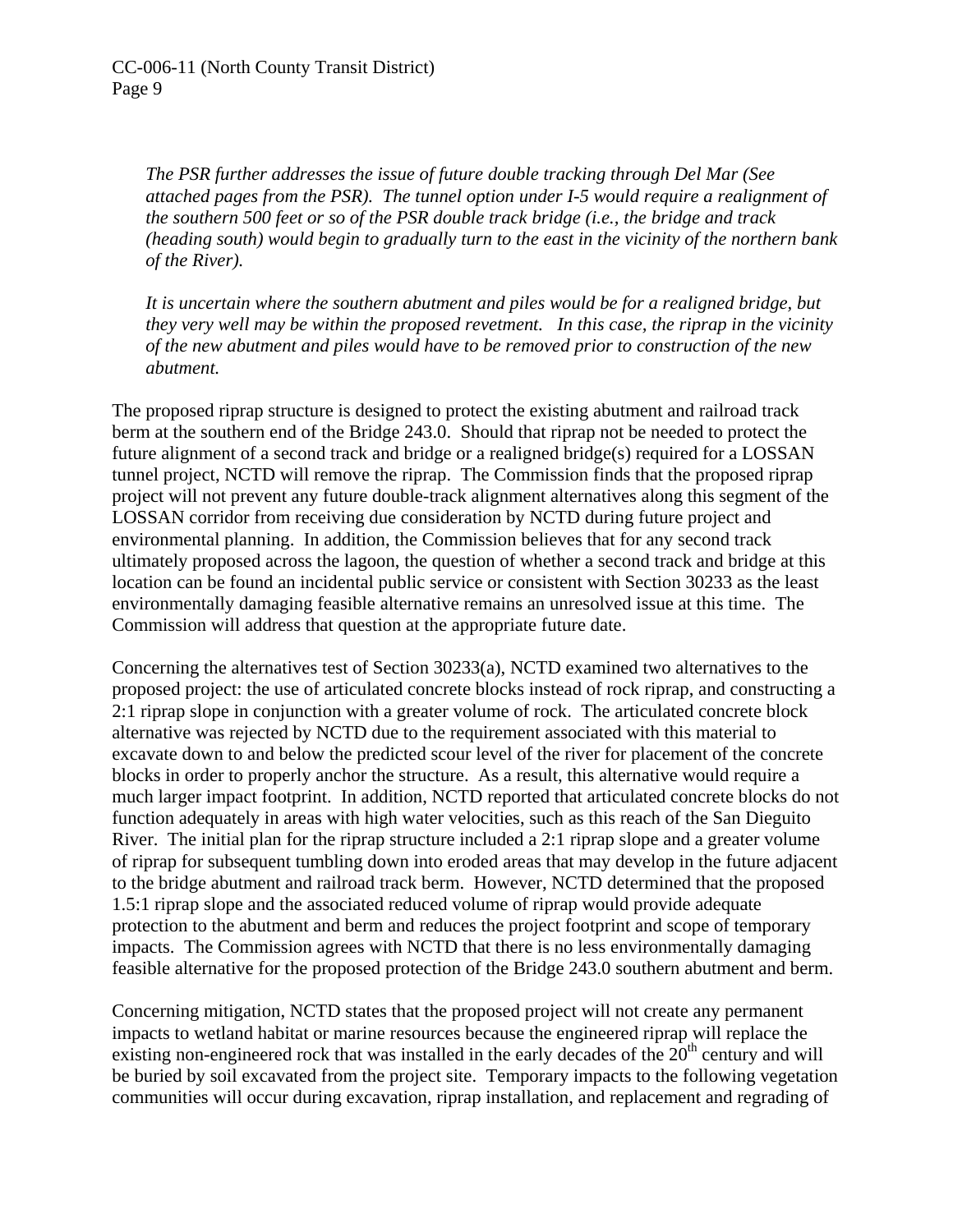*The PSR further addresses the issue of future double tracking through Del Mar (See attached pages from the PSR). The tunnel option under I-5 would require a realignment of the southern 500 feet or so of the PSR double track bridge (i.e., the bridge and track (heading south) would begin to gradually turn to the east in the vicinity of the northern bank of the River).*

*It is uncertain where the southern abutment and piles would be for a realigned bridge, but they very well may be within the proposed revetment. In this case, the riprap in the vicinity of the new abutment and piles would have to be removed prior to construction of the new abutment.*

The proposed riprap structure is designed to protect the existing abutment and railroad track berm at the southern end of the Bridge 243.0. Should that riprap not be needed to protect the future alignment of a second track and bridge or a realigned bridge(s) required for a LOSSAN tunnel project, NCTD will remove the riprap. The Commission finds that the proposed riprap project will not prevent any future double-track alignment alternatives along this segment of the LOSSAN corridor from receiving due consideration by NCTD during future project and environmental planning. In addition, the Commission believes that for any second track ultimately proposed across the lagoon, the question of whether a second track and bridge at this location can be found an incidental public service or consistent with Section 30233 as the least environmentally damaging feasible alternative remains an unresolved issue at this time. The Commission will address that question at the appropriate future date.

Concerning the alternatives test of Section 30233(a), NCTD examined two alternatives to the proposed project: the use of articulated concrete blocks instead of rock riprap, and constructing a 2:1 riprap slope in conjunction with a greater volume of rock. The articulated concrete block alternative was rejected by NCTD due to the requirement associated with this material to excavate down to and below the predicted scour level of the river for placement of the concrete blocks in order to properly anchor the structure. As a result, this alternative would require a much larger impact footprint. In addition, NCTD reported that articulated concrete blocks do not function adequately in areas with high water velocities, such as this reach of the San Dieguito River. The initial plan for the riprap structure included a 2:1 riprap slope and a greater volume of riprap for subsequent tumbling down into eroded areas that may develop in the future adjacent to the bridge abutment and railroad track berm. However, NCTD determined that the proposed 1.5:1 riprap slope and the associated reduced volume of riprap would provide adequate protection to the abutment and berm and reduces the project footprint and scope of temporary impacts. The Commission agrees with NCTD that there is no less environmentally damaging feasible alternative for the proposed protection of the Bridge 243.0 southern abutment and berm.

Concerning mitigation, NCTD states that the proposed project will not create any permanent impacts to wetland habitat or marine resources because the engineered riprap will replace the existing non-engineered rock that was installed in the early decades of the 20th century and will be buried by soil excavated from the project site. Temporary impacts to the following vegetation communities will occur during excavation, riprap installation, and replacement and regrading of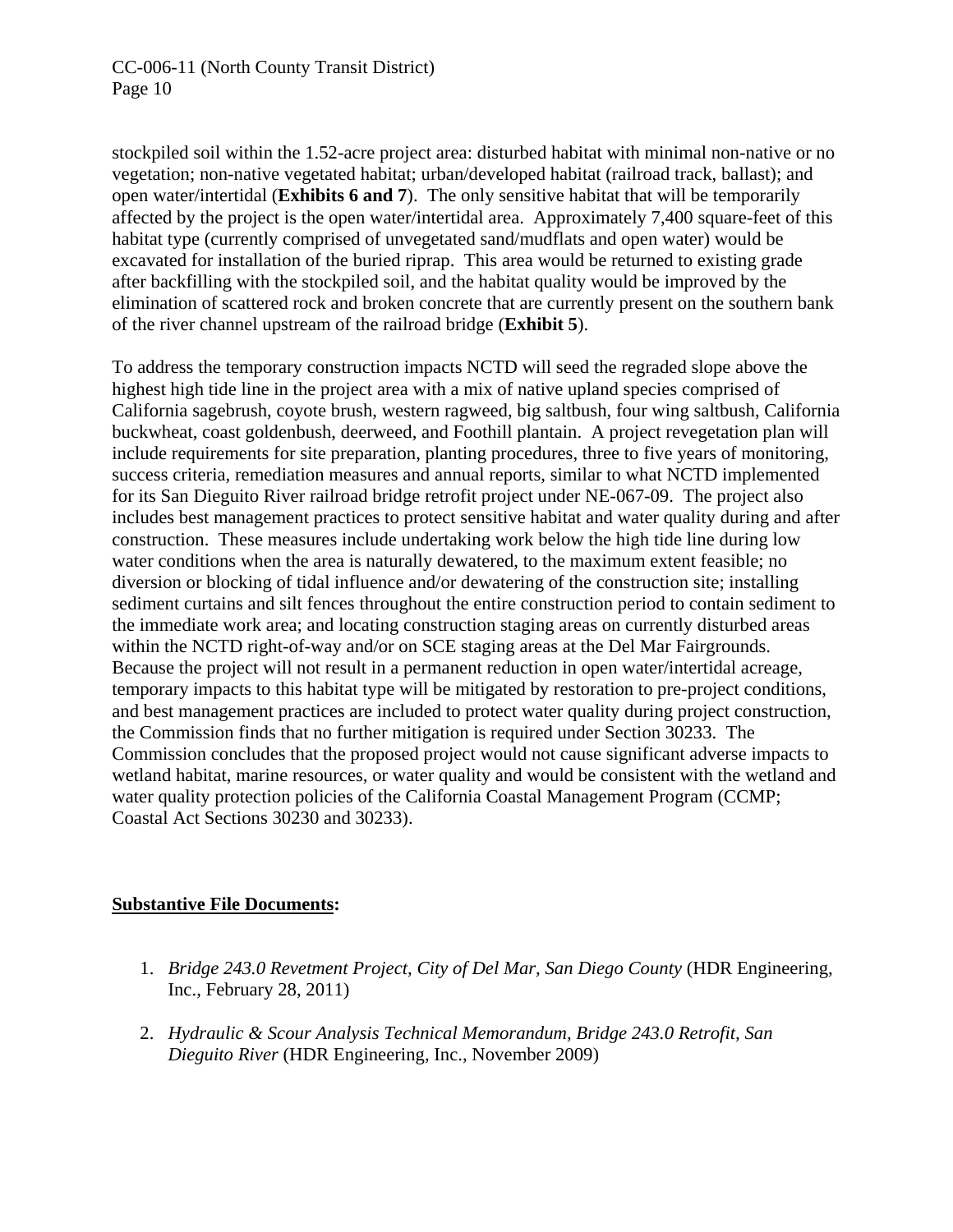stockpiled soil within the 1.52-acre project area: disturbed habitat with minimal non-native or no vegetation; non-native vegetated habitat; urban/developed habitat (railroad track, ballast); and open water/intertidal (**Exhibits 6 and 7**). The only sensitive habitat that will be temporarily affected by the project is the open water/intertidal area. Approximately 7,400 square-feet of this habitat type (currently comprised of unvegetated sand/mudflats and open water) would be excavated for installation of the buried riprap. This area would be returned to existing grade after backfilling with the stockpiled soil, and the habitat quality would be improved by the elimination of scattered rock and broken concrete that are currently present on the southern bank of the river channel upstream of the railroad bridge (**Exhibit 5**).

To address the temporary construction impacts NCTD will seed the regraded slope above the highest high tide line in the project area with a mix of native upland species comprised of California sagebrush, coyote brush, western ragweed, big saltbush, four wing saltbush, California buckwheat, coast goldenbush, deerweed, and Foothill plantain. A project revegetation plan will include requirements for site preparation, planting procedures, three to five years of monitoring, success criteria, remediation measures and annual reports, similar to what NCTD implemented for its San Dieguito River railroad bridge retrofit project under NE-067-09. The project also includes best management practices to protect sensitive habitat and water quality during and after construction. These measures include undertaking work below the high tide line during low water conditions when the area is naturally dewatered, to the maximum extent feasible; no diversion or blocking of tidal influence and/or dewatering of the construction site; installing sediment curtains and silt fences throughout the entire construction period to contain sediment to the immediate work area; and locating construction staging areas on currently disturbed areas within the NCTD right-of-way and/or on SCE staging areas at the Del Mar Fairgrounds. Because the project will not result in a permanent reduction in open water/intertidal acreage, temporary impacts to this habitat type will be mitigated by restoration to pre-project conditions, and best management practices are included to protect water quality during project construction, the Commission finds that no further mitigation is required under Section 30233. The Commission concludes that the proposed project would not cause significant adverse impacts to wetland habitat, marine resources, or water quality and would be consistent with the wetland and water quality protection policies of the California Coastal Management Program (CCMP; Coastal Act Sections 30230 and 30233).

**Substantive File Documents:**

1. *Bridge 243.0 Revetment Project, City of Del Mar, San Diego County* (HDR Engineering, Inc., February 28, 2011)

2. *Hydraulic & Scour Analysis Technical Memorandum, Bridge 243.0 Retrofit, San Dieguito River* (HDR Engineering, Inc., November 2009)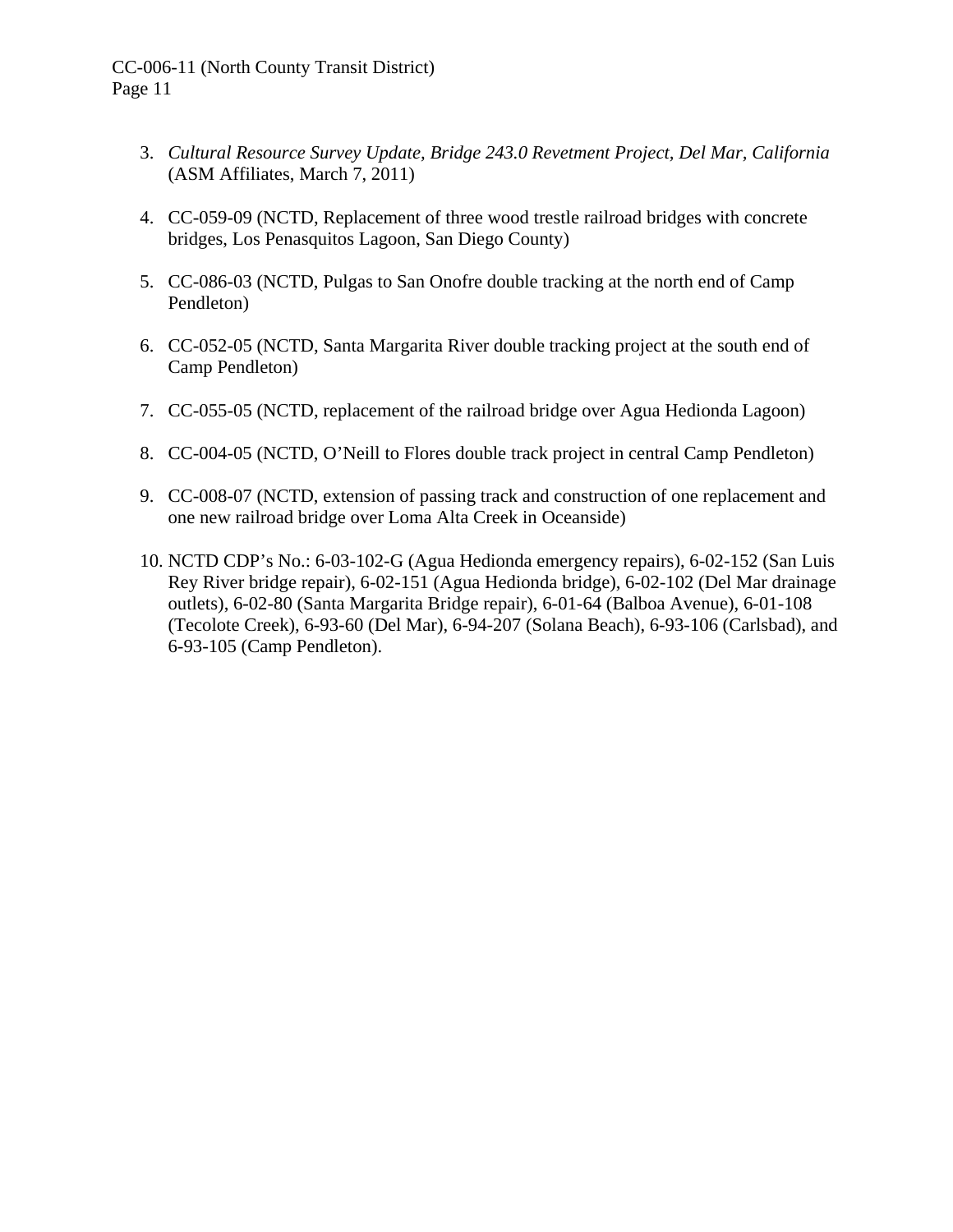3. *Cultural Resource Survey Update, Bridge 243.0 Revetment Project, Del Mar, California* (ASM Affiliates, March 7, 2011)

4. CC-059-09 (NCTD, Replacement of three wood trestle railroad bridges with concrete bridges, Los Penasquitos Lagoon, San Diego County)

5. CC-086-03 (NCTD, Pulgas to San Onofre double tracking at the north end of Camp Pendleton)

6. CC-052-05 (NCTD, Santa Margarita River double tracking project at the south end of Camp Pendleton)

7. CC-055-05 (NCTD, replacement of the railroad bridge over Agua Hedionda Lagoon)

8. CC-004-05 (NCTD, O'Neill to Flores double track project in central Camp Pendleton)

9. CC-008-07 (NCTD, extension of passing track and construction of one replacement and one new railroad bridge over Loma Alta Creek in Oceanside)

10. NCTD CDP's No.: 6-03-102-G (Agua Hedionda emergency repairs), 6-02-152 (San Luis Rey River bridge repair), 6-02-151 (Agua Hedionda bridge), 6-02-102 (Del Mar drainage outlets), 6-02-80 (Santa Margarita Bridge repair), 6-01-64 (Balboa Avenue), 6-01-108 (Tecolote Creek), 6-93-60 (Del Mar), 6-94-207 (Solana Beach), 6-93-106 (Carlsbad), and 6-93-105 (Camp Pendleton).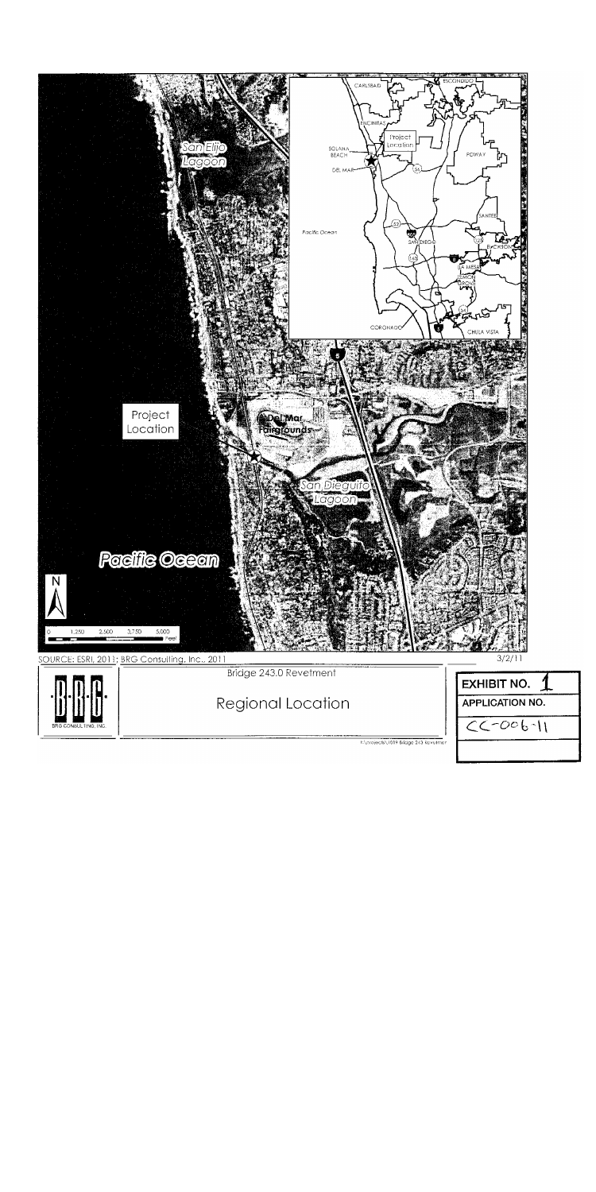SOURCE: ESRI, 2011; BRG Consulting, Inc., 2011

3/2/11

Bridge 243.0 Revetment

Regional Location

| EXHIBIT NO. 1 |
| --- |
| APPLICATION NO. |
| CC-006-11 |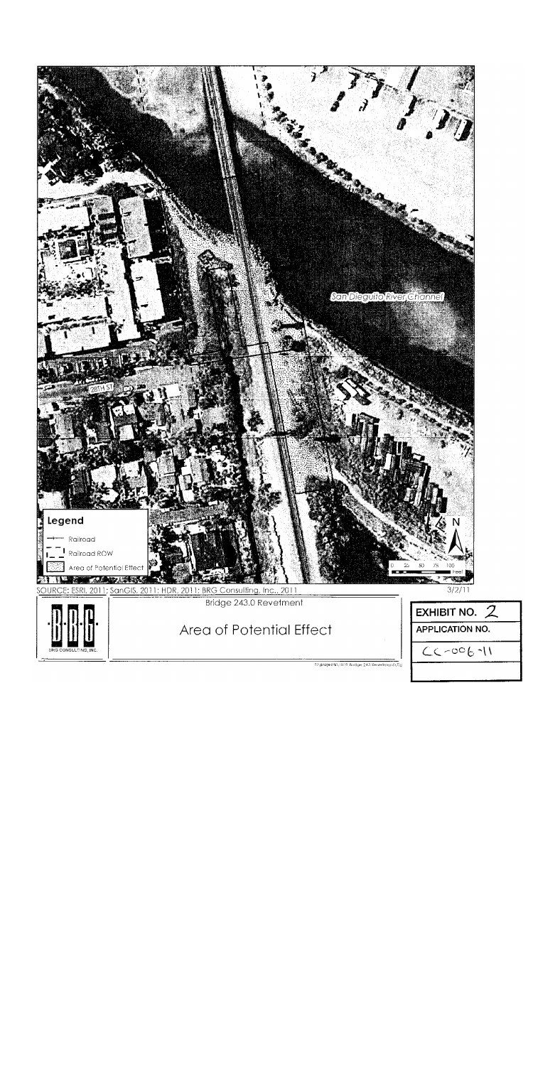San Dieguito River Channel

28TH ST

**Legend**

Railroad

Railroad ROW

Area of Potential Effect

N

0 25 50 75 100 Feet

SOURCE: ESRI, 2011; SanGIS, 2011; HDR, 2011; BRG Consulting, Inc., 2011

3/2/11

BRG CONSULTING, INC.

Bridge 243.0 Revetment

Area of Potential Effect

| EXHIBIT NO. 2 |
| --- |
| APPLICATION NO. |
| CC-006-11 |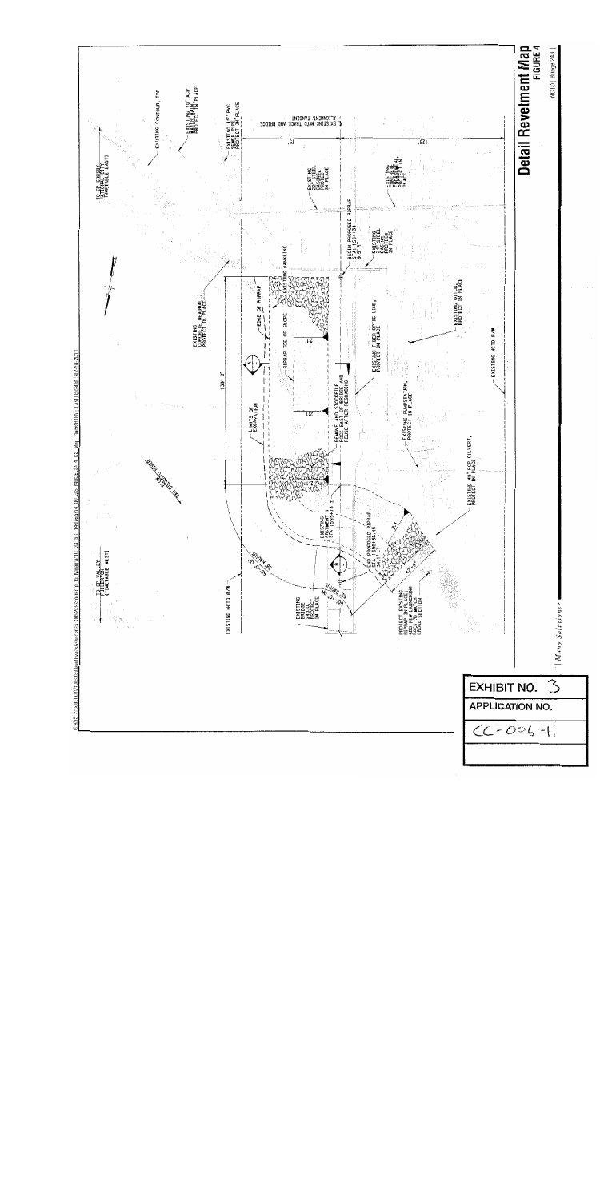# Detail Revetment Map

FIGURE 4

NCTD Bridge 243.1

EXISTING CONTOUR, TYP

EXISTING 10" ACP WATER MAIN, PROTECT IN PLACE

EXISTING 15" PVC SEWER PIPE, PROTECT IN PLACE

ALIGNMENT TANGENT / EXISTING NCTD TRACK AND BRIDGE

TO CP GREGORY (TIMETABLE EAST)

TO CP VALLEY (TIMETABLE WEST)

EXISTING STEEL CASING, PROTECT IN PLACE

EXISTING CONCRETE HEADWALL, PROTECT IN PLACE

BEGIN PROPOSED RIPRAP STA 1594+38.45

EXISTING ZONE STEEL PIPE, PROTECT IN PLACE

EXISTING BANKLINE

EDGE OF RIPRAP

RIPRAP TOE OF SLOPE

EXISTING CONCRETE HEADWALL, PROTECT IN PLACE

EXISTING DITCH, PROTECT IN PLACE

EXISTING FIBER OPTIC LINE, PROTECT IN PLACE

EXISTING NCTD R/W

139'-0"

LIMITS OF EXCAVATION

REMOVE AND STOCKPILE ROCK EAST OF BRIDGE AND REUSE AFTER REGRADING

EXISTING DRAINAGE, PROTECT IN PLACE

SAN DIEGUITO RIVER

EXISTING 48" RCP CULVERT, PROTECT IN PLACE

EXISTING ALIGNMENT STA 1590+73

END PROPOSED RIPRAP STA 1590+38.45

EXISTING NCTD R/W

EXISTING BRIDGE 243.0, PROTECT IN PLACE

PROTECT EXISTING RIPRAP IN PLACE AND TIE NEW RIPRAP INTO EXISTING CROSS SECTION

2:1

Many Solutions

| EXHIBIT NO. 3 |
| --- |
| APPLICATION NO. |
| CC-006-11 |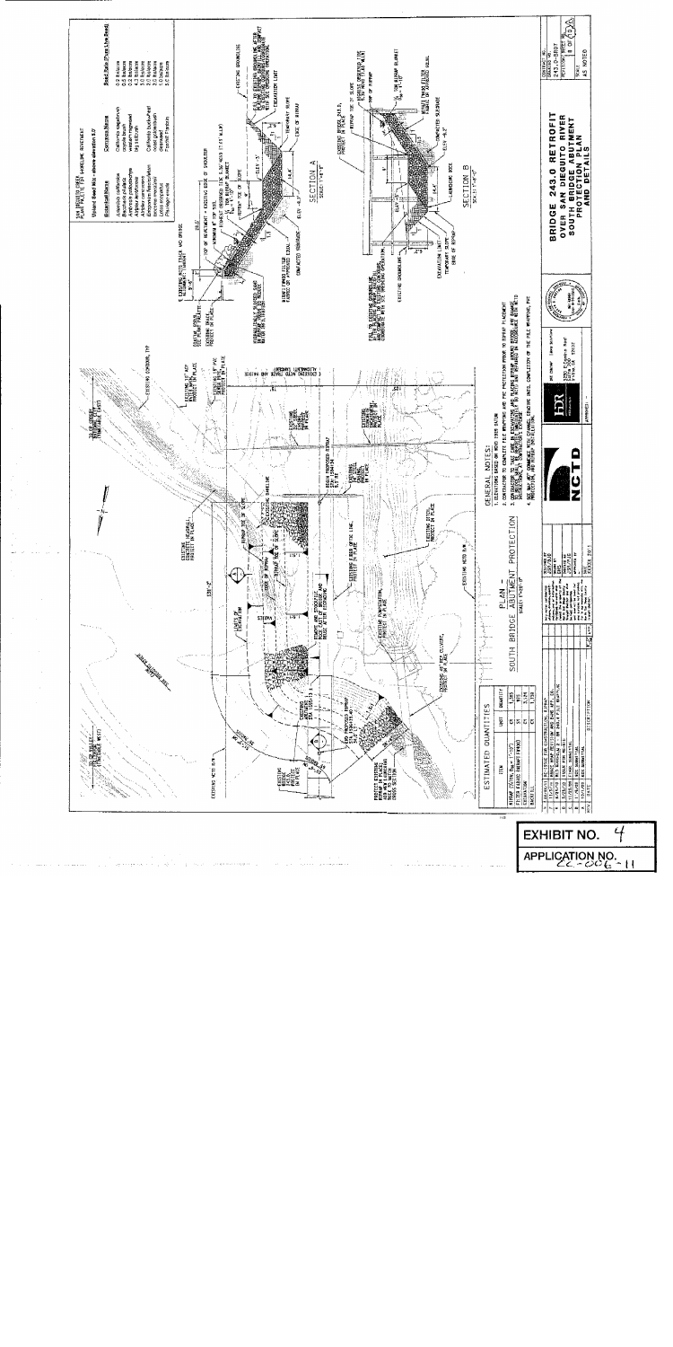# BRIDGE 243.0 RETROFIT OVER SAN DIEGUITO RIVER SOUTH BRIDGE ABUTMENT PROTECTION PLAN AND DETAILS

## PLAN - SOUTH BRIDGE ABUTMENT PROTECTION

SCALE: 1"=20'-0"

## ESTIMATED QUANTITIES

| ITEM | UNIT | QUANTITY |
|---|---|---|
| RIPRAP (D50%, $D_{50}$=1'-10") | CY | 1,395 |
| FILTER FABRIC (UNDER RIPRAP) | SY | 955 |
| EXCAVATION | CY | 2,240 |
| BACKFILL | CY | 1,139 |

## GENERAL NOTES:

1. ELEVATIONS BASED ON NGVD 1929 DATUM
2. CONTRACTOR TO COMPLETE PILE WRAPPING AND PILE PROTECTION PRIOR TO RIPRAP PLACEMENT.
3. CONTRACTOR TO TAKE CARE IN PLACEMENT OF RIPRAP AROUND BRIDGE, ANY DAMAGE TO BRIDGE OR EXISTING IMPROVEMENTS SHALL BE REPAIRED IN ACCORDANCE WITH NCTD SPECIFICATIONS, AT CONTRACTOR'S EXPENSE.
4. SEE DRAWINGS FOR PILE WRAPPING ... COMPLETION OF THE PILE WRAPPING, PILE PROTECTION, AND RIPRAP INSTALLATION.

## SECTION A

SCALE: 1"=8'-0"

## SECTION B

SCALE: 1"=8'-0"

SAN DIEGUITO RIVER UPLAND PALETTE PER SHORELINE SENTIMENT

Upland Seed Mix - above elevation 5.0'

| Botanical Name | Common Name | Seed Rate (Pure Live Seed) |
|---|---|---|
| Artemisia californica | California sagebrush | 2.0 lbs/acre |
| Baccharis pilularis | coyote bush | 0.5 lbs/acre |
| Ambrosia psilostachya | western ragweed | 2.0 lbs/acre |
| Atriplex lentiformis | big saltbush | 4.0 lbs/acre |
| Atriplex canescens | | 3.0 lbs/acre |
| Encelia californica | California bush sunflower | 2.0 lbs/acre |
| Isocoma menziesii | coast goldenbush | 3.0 lbs/acre |
| Lotus scoparius | deerweed | 1.0 lbs/acre |
| Plantago erecta | Foothill Plantain | 5.0 lbs/acre |

CONTRACT NO. / DRAWING NO. 243.0-BR07 / POSITION SHEET NO. 1 OF 1 / SCALE AS NOTED

NCTD · HDR · DATE: MARCH 2011

**EXHIBIT NO. 4**

**APPLICATION NO. CC-006-11**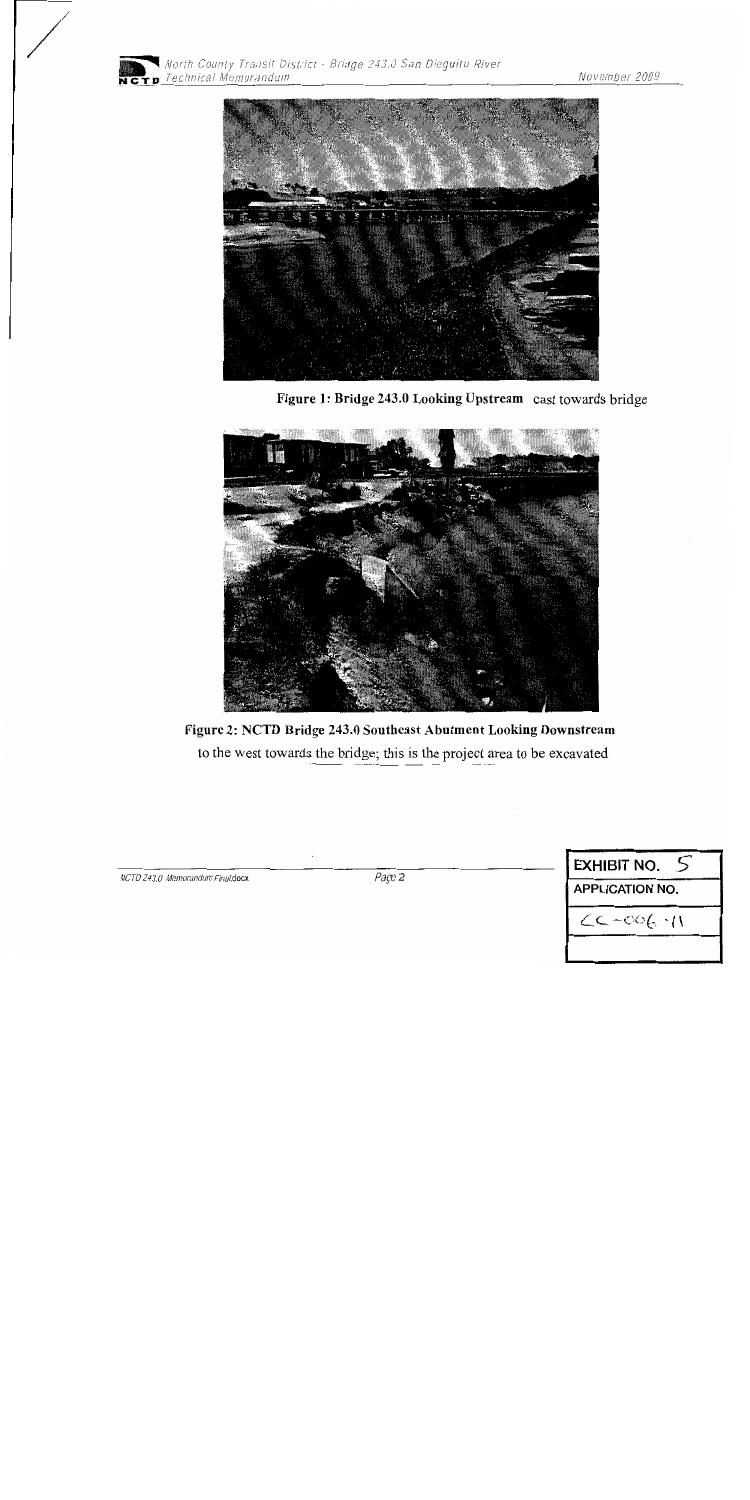**Figure 1: Bridge 243.0 Looking Upstream** east towards bridge

**Figure 2: NCTD Bridge 243.0 Southeast Abutment Looking Downstream**

to the west towards the bridge; this is the project area to be excavated

| EXHIBIT NO. 5 |
| --- |
| APPLICATION NO. |
| CC-006-11 |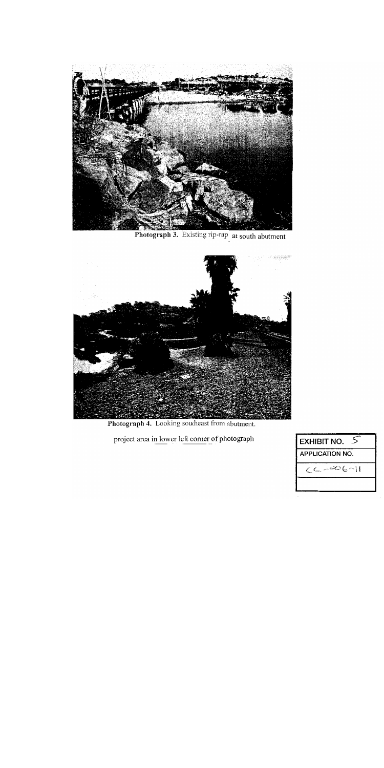**Photograph 3.** Existing rip-rap at south abutment

**Photograph 4.** Looking southeast from abutment.

project area in lower left corner of photograph

| EXHIBIT NO. 5 |
| --- |
| APPLICATION NO. |
| CC-006-11 |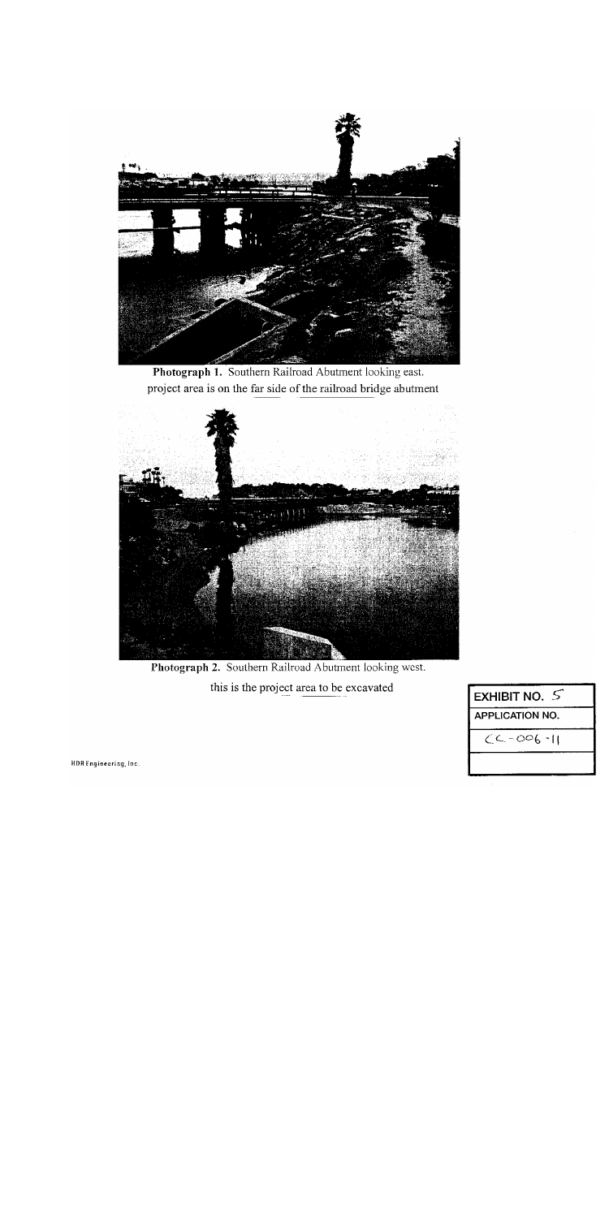**Photograph 1.** Southern Railroad Abutment looking east.
project area is on the far side of the railroad bridge abutment

**Photograph 2.** Southern Railroad Abutment looking west.
this is the project area to be excavated

| EXHIBIT NO. 5 |
| --- |
| APPLICATION NO. |
| CC-006-11 |

HDR Engineering, Inc.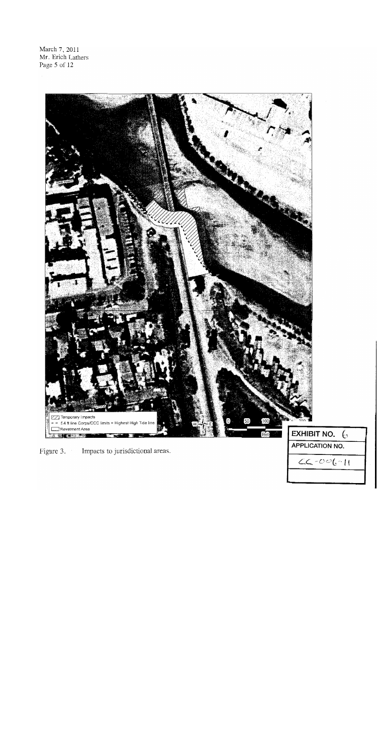March 7, 2011
Mr. Erich Lathers
Page 5 of 12

Temporary Impacts
5.4 ft line Corps/CCC limits = Highest High Tide line
Revetment Area

Figure 3. Impacts to jurisdictional areas.

| EXHIBIT NO. 6 |
| --- |
| APPLICATION NO. |
| CC-006-11 |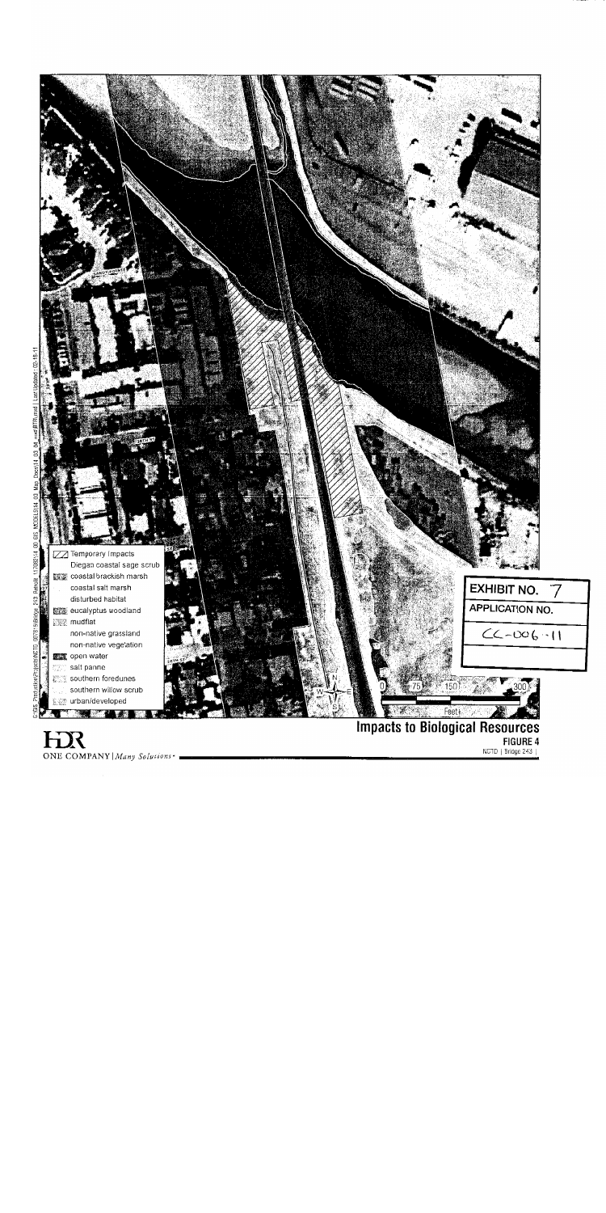Temporary Impacts
Diegan coastal sage scrub
coastal/brackish marsh
coastal salt marsh
disturbed habitat
eucalyptus woodland
mudflat
non-native grassland
non-native vegetation
open water
salt panne
southern foredunes
southern willow scrub
urban/developed

EXHIBIT NO. 7

APPLICATION NO.

CC-006-11

0 75 150 300
Feet

HDR
ONE COMPANY | *Many Solutions*

## Impacts to Biological Resources

**FIGURE 4**
NCTD | Bridge 243